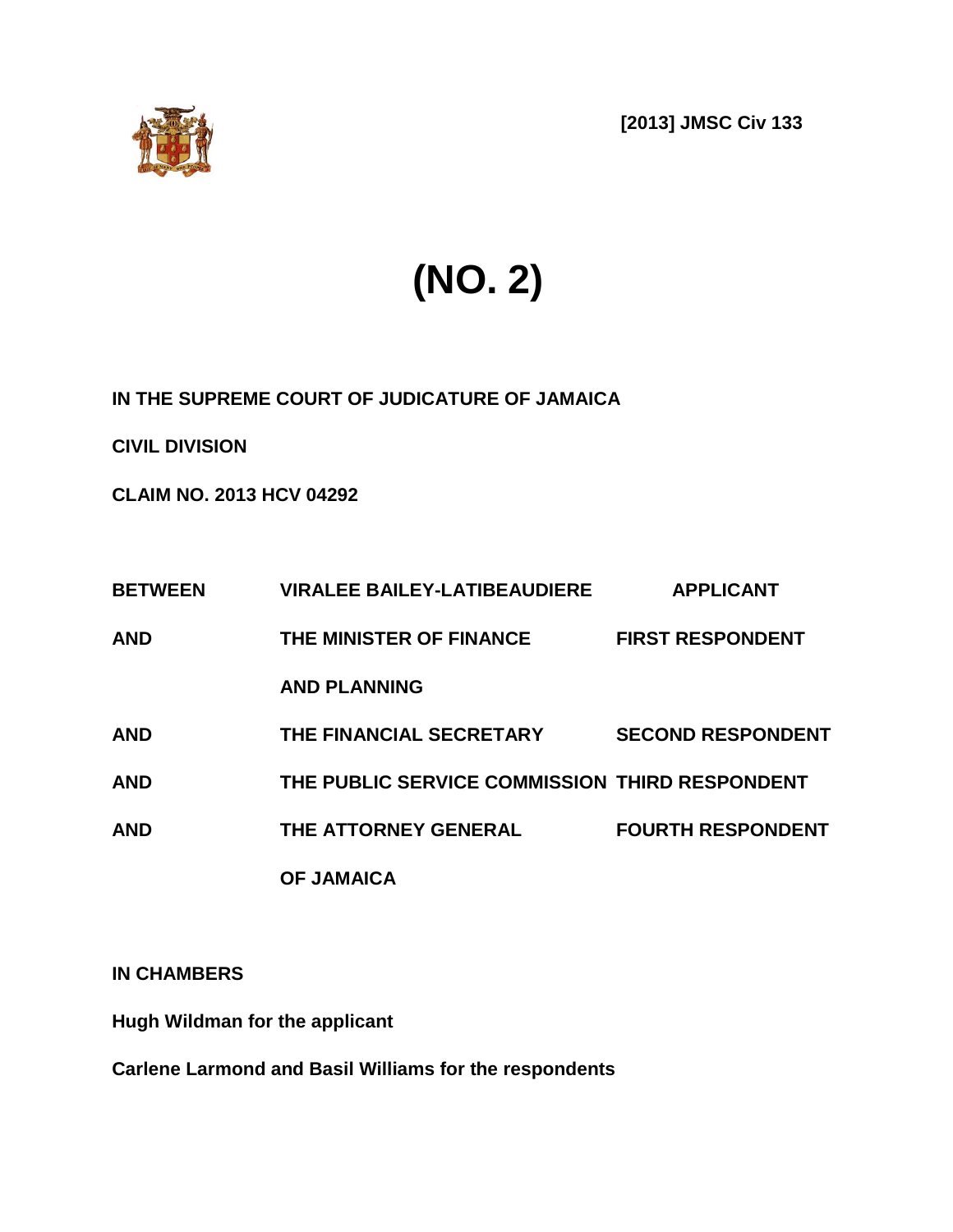**[2013] JMSC Civ 133**

# (NO. 2)

**IN THE SUPREME COURT OF JUDICATURE OF JAMAICA**

**CIVIL DIVISION**

**CLAIM NO. 2013 HCV 04292**

| | | |
|---|---|---|
| **BETWEEN** | **VIRALEE BAILEY-LATIBEAUDIERE** | **APPLICANT** |
| **AND** | **THE MINISTER OF FINANCE AND PLANNING** | **FIRST RESPONDENT** |
| **AND** | **THE FINANCIAL SECRETARY** | **SECOND RESPONDENT** |
| **AND** | **THE PUBLIC SERVICE COMMISSION** | **THIRD RESPONDENT** |
| **AND** | **THE ATTORNEY GENERAL OF JAMAICA** | **FOURTH RESPONDENT** |

**IN CHAMBERS**

**Hugh Wildman for the applicant**

**Carlene Larmond and Basil Williams for the respondents**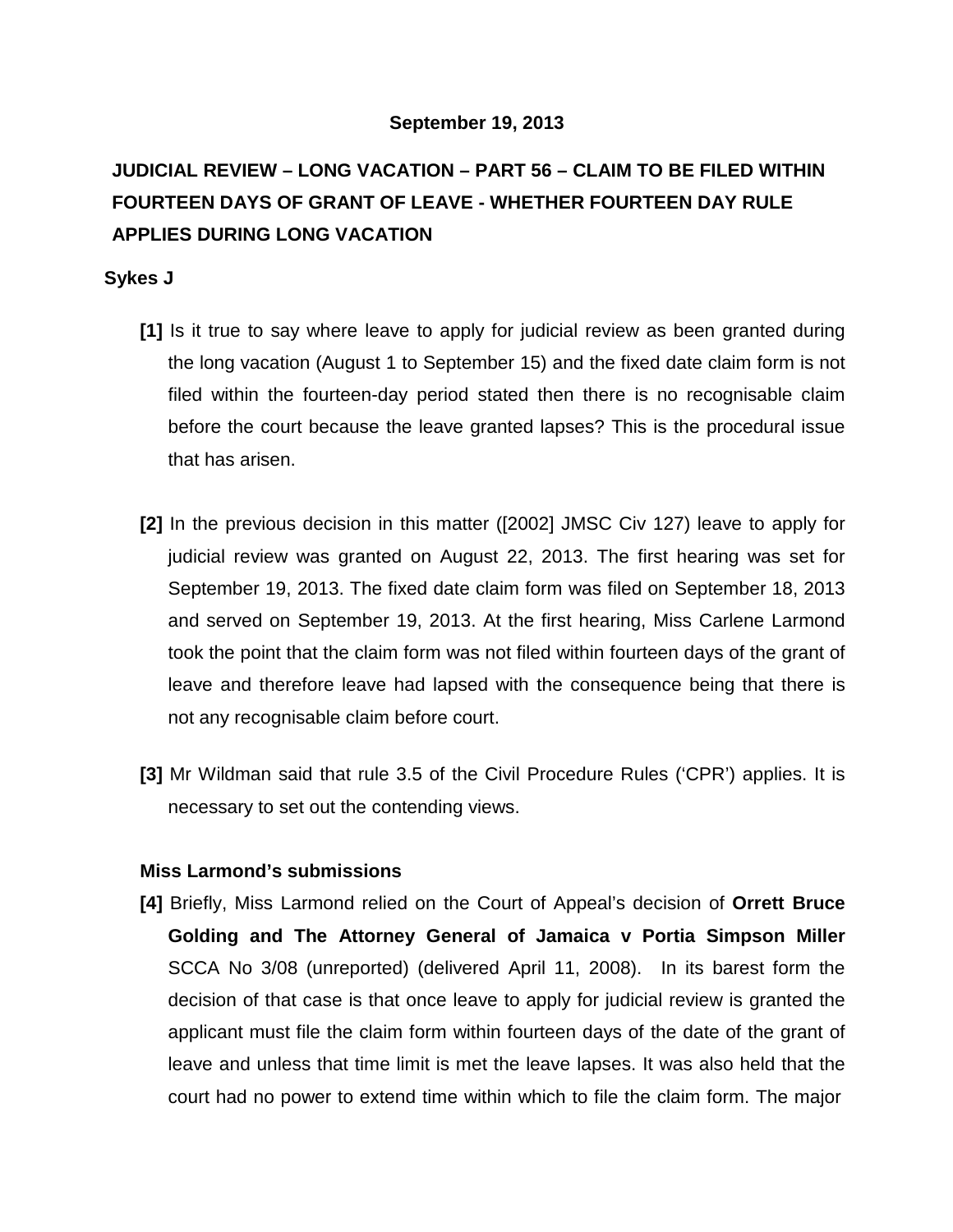**September 19, 2013**

**JUDICIAL REVIEW – LONG VACATION – PART 56 – CLAIM TO BE FILED WITHIN FOURTEEN DAYS OF GRANT OF LEAVE - WHETHER FOURTEEN DAY RULE APPLIES DURING LONG VACATION**

**Sykes J**

**[1]** Is it true to say where leave to apply for judicial review as been granted during the long vacation (August 1 to September 15) and the fixed date claim form is not filed within the fourteen-day period stated then there is no recognisable claim before the court because the leave granted lapses? This is the procedural issue that has arisen.

**[2]** In the previous decision in this matter ([2002] JMSC Civ 127) leave to apply for judicial review was granted on August 22, 2013. The first hearing was set for September 19, 2013. The fixed date claim form was filed on September 18, 2013 and served on September 19, 2013. At the first hearing, Miss Carlene Larmond took the point that the claim form was not filed within fourteen days of the grant of leave and therefore leave had lapsed with the consequence being that there is not any recognisable claim before court.

**[3]** Mr Wildman said that rule 3.5 of the Civil Procedure Rules ('CPR') applies. It is necessary to set out the contending views.

**Miss Larmond's submissions**

**[4]** Briefly, Miss Larmond relied on the Court of Appeal's decision of **Orrett Bruce Golding and The Attorney General of Jamaica v Portia Simpson Miller** SCCA No 3/08 (unreported) (delivered April 11, 2008). In its barest form the decision of that case is that once leave to apply for judicial review is granted the applicant must file the claim form within fourteen days of the date of the grant of leave and unless that time limit is met the leave lapses. It was also held that the court had no power to extend time within which to file the claim form. The major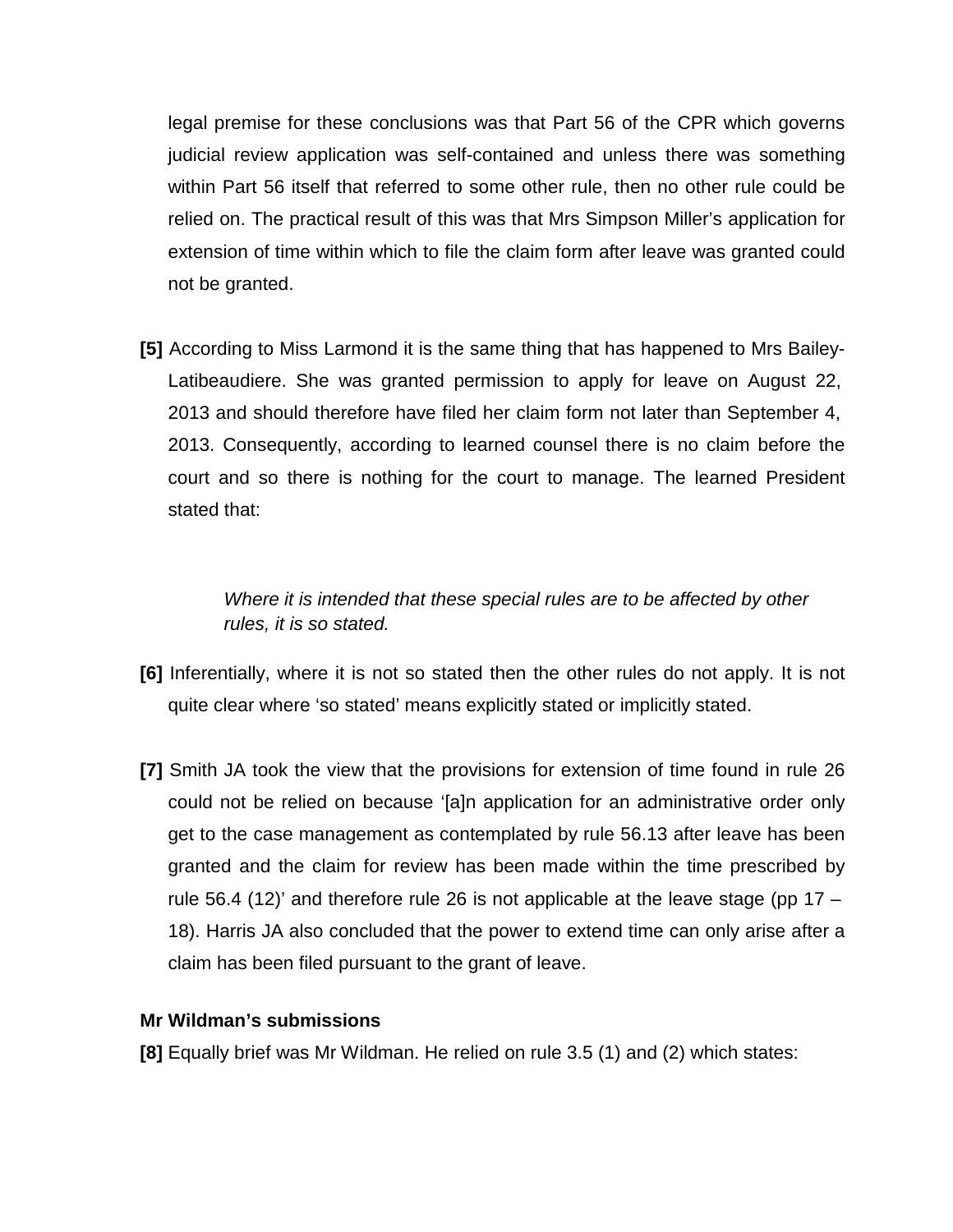legal premise for these conclusions was that Part 56 of the CPR which governs judicial review application was self-contained and unless there was something within Part 56 itself that referred to some other rule, then no other rule could be relied on. The practical result of this was that Mrs Simpson Miller's application for extension of time within which to file the claim form after leave was granted could not be granted.

**[5]** According to Miss Larmond it is the same thing that has happened to Mrs Bailey-Latibeaudiere. She was granted permission to apply for leave on August 22, 2013 and should therefore have filed her claim form not later than September 4, 2013. Consequently, according to learned counsel there is no claim before the court and so there is nothing for the court to manage. The learned President stated that:

> *Where it is intended that these special rules are to be affected by other rules, it is so stated.*

**[6]** Inferentially, where it is not so stated then the other rules do not apply. It is not quite clear where 'so stated' means explicitly stated or implicitly stated.

**[7]** Smith JA took the view that the provisions for extension of time found in rule 26 could not be relied on because '[a]n application for an administrative order only get to the case management as contemplated by rule 56.13 after leave has been granted and the claim for review has been made within the time prescribed by rule 56.4 (12)' and therefore rule 26 is not applicable at the leave stage (pp 17 – 18). Harris JA also concluded that the power to extend time can only arise after a claim has been filed pursuant to the grant of leave.

**Mr Wildman's submissions**

**[8]** Equally brief was Mr Wildman. He relied on rule 3.5 (1) and (2) which states: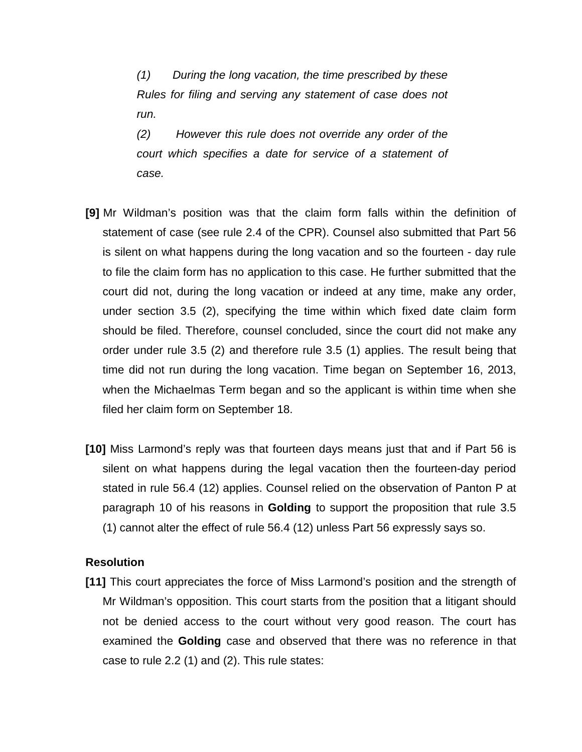*(1) During the long vacation, the time prescribed by these Rules for filing and serving any statement of case does not run.*

*(2) However this rule does not override any order of the court which specifies a date for service of a statement of case.*

**[9]** Mr Wildman's position was that the claim form falls within the definition of statement of case (see rule 2.4 of the CPR). Counsel also submitted that Part 56 is silent on what happens during the long vacation and so the fourteen - day rule to file the claim form has no application to this case. He further submitted that the court did not, during the long vacation or indeed at any time, make any order, under section 3.5 (2), specifying the time within which fixed date claim form should be filed. Therefore, counsel concluded, since the court did not make any order under rule 3.5 (2) and therefore rule 3.5 (1) applies. The result being that time did not run during the long vacation. Time began on September 16, 2013, when the Michaelmas Term began and so the applicant is within time when she filed her claim form on September 18.

**[10]** Miss Larmond's reply was that fourteen days means just that and if Part 56 is silent on what happens during the legal vacation then the fourteen-day period stated in rule 56.4 (12) applies. Counsel relied on the observation of Panton P at paragraph 10 of his reasons in **Golding** to support the proposition that rule 3.5 (1) cannot alter the effect of rule 56.4 (12) unless Part 56 expressly says so.

**Resolution**

**[11]** This court appreciates the force of Miss Larmond's position and the strength of Mr Wildman's opposition. This court starts from the position that a litigant should not be denied access to the court without very good reason. The court has examined the **Golding** case and observed that there was no reference in that case to rule 2.2 (1) and (2). This rule states: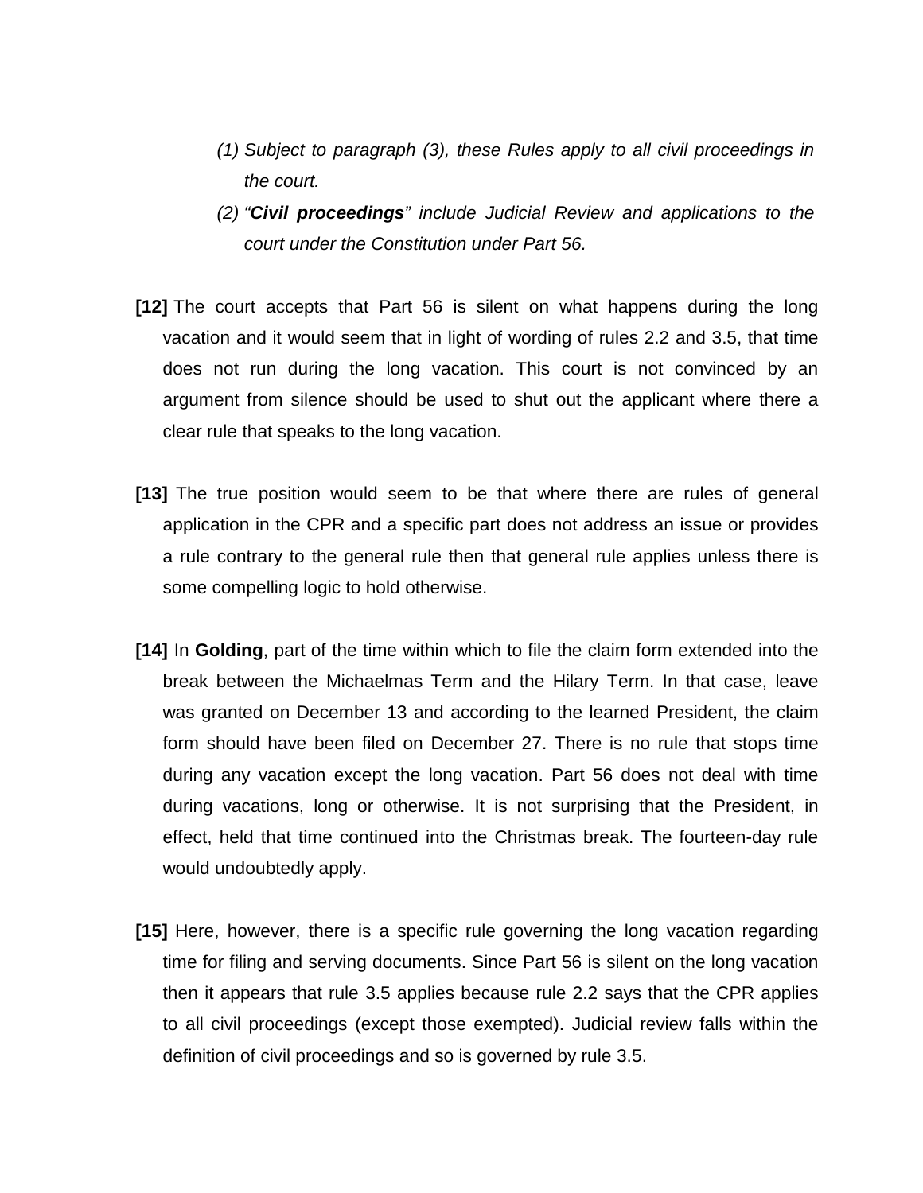> *(1) Subject to paragraph (3), these Rules apply to all civil proceedings in the court.*
>
> *(2) "**Civil proceedings**" include Judicial Review and applications to the court under the Constitution under Part 56.*

**[12]** The court accepts that Part 56 is silent on what happens during the long vacation and it would seem that in light of wording of rules 2.2 and 3.5, that time does not run during the long vacation. This court is not convinced by an argument from silence should be used to shut out the applicant where there a clear rule that speaks to the long vacation.

**[13]** The true position would seem to be that where there are rules of general application in the CPR and a specific part does not address an issue or provides a rule contrary to the general rule then that general rule applies unless there is some compelling logic to hold otherwise.

**[14]** In **Golding**, part of the time within which to file the claim form extended into the break between the Michaelmas Term and the Hilary Term. In that case, leave was granted on December 13 and according to the learned President, the claim form should have been filed on December 27. There is no rule that stops time during any vacation except the long vacation. Part 56 does not deal with time during vacations, long or otherwise. It is not surprising that the President, in effect, held that time continued into the Christmas break. The fourteen-day rule would undoubtedly apply.

**[15]** Here, however, there is a specific rule governing the long vacation regarding time for filing and serving documents. Since Part 56 is silent on the long vacation then it appears that rule 3.5 applies because rule 2.2 says that the CPR applies to all civil proceedings (except those exempted). Judicial review falls within the definition of civil proceedings and so is governed by rule 3.5.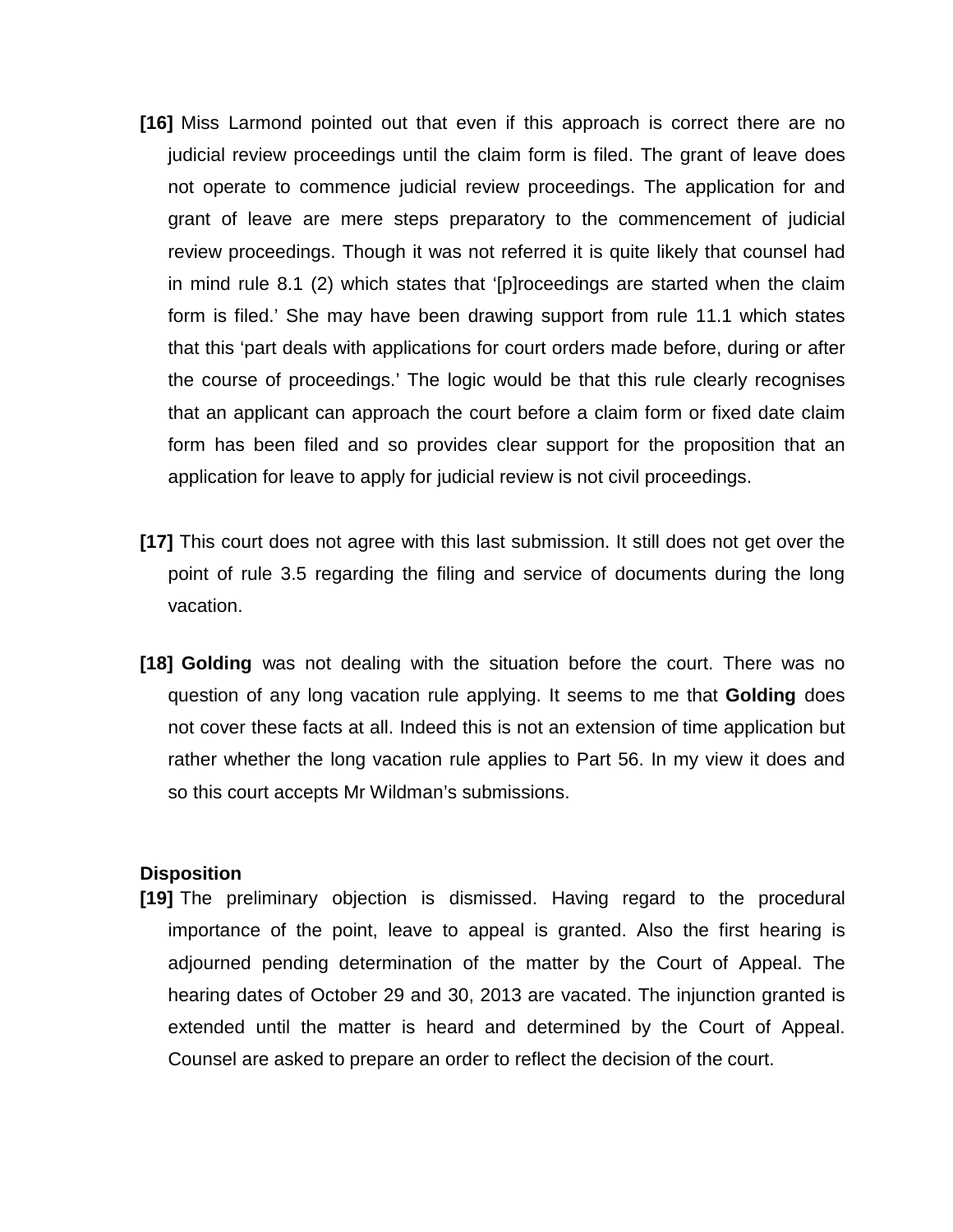**[16]** Miss Larmond pointed out that even if this approach is correct there are no judicial review proceedings until the claim form is filed. The grant of leave does not operate to commence judicial review proceedings. The application for and grant of leave are mere steps preparatory to the commencement of judicial review proceedings. Though it was not referred it is quite likely that counsel had in mind rule 8.1 (2) which states that '[p]roceedings are started when the claim form is filed.' She may have been drawing support from rule 11.1 which states that this 'part deals with applications for court orders made before, during or after the course of proceedings.' The logic would be that this rule clearly recognises that an applicant can approach the court before a claim form or fixed date claim form has been filed and so provides clear support for the proposition that an application for leave to apply for judicial review is not civil proceedings.

**[17]** This court does not agree with this last submission. It still does not get over the point of rule 3.5 regarding the filing and service of documents during the long vacation.

**[18]** **Golding** was not dealing with the situation before the court. There was no question of any long vacation rule applying. It seems to me that **Golding** does not cover these facts at all. Indeed this is not an extension of time application but rather whether the long vacation rule applies to Part 56. In my view it does and so this court accepts Mr Wildman's submissions.

**Disposition**

**[19]** The preliminary objection is dismissed. Having regard to the procedural importance of the point, leave to appeal is granted. Also the first hearing is adjourned pending determination of the matter by the Court of Appeal. The hearing dates of October 29 and 30, 2013 are vacated. The injunction granted is extended until the matter is heard and determined by the Court of Appeal. Counsel are asked to prepare an order to reflect the decision of the court.